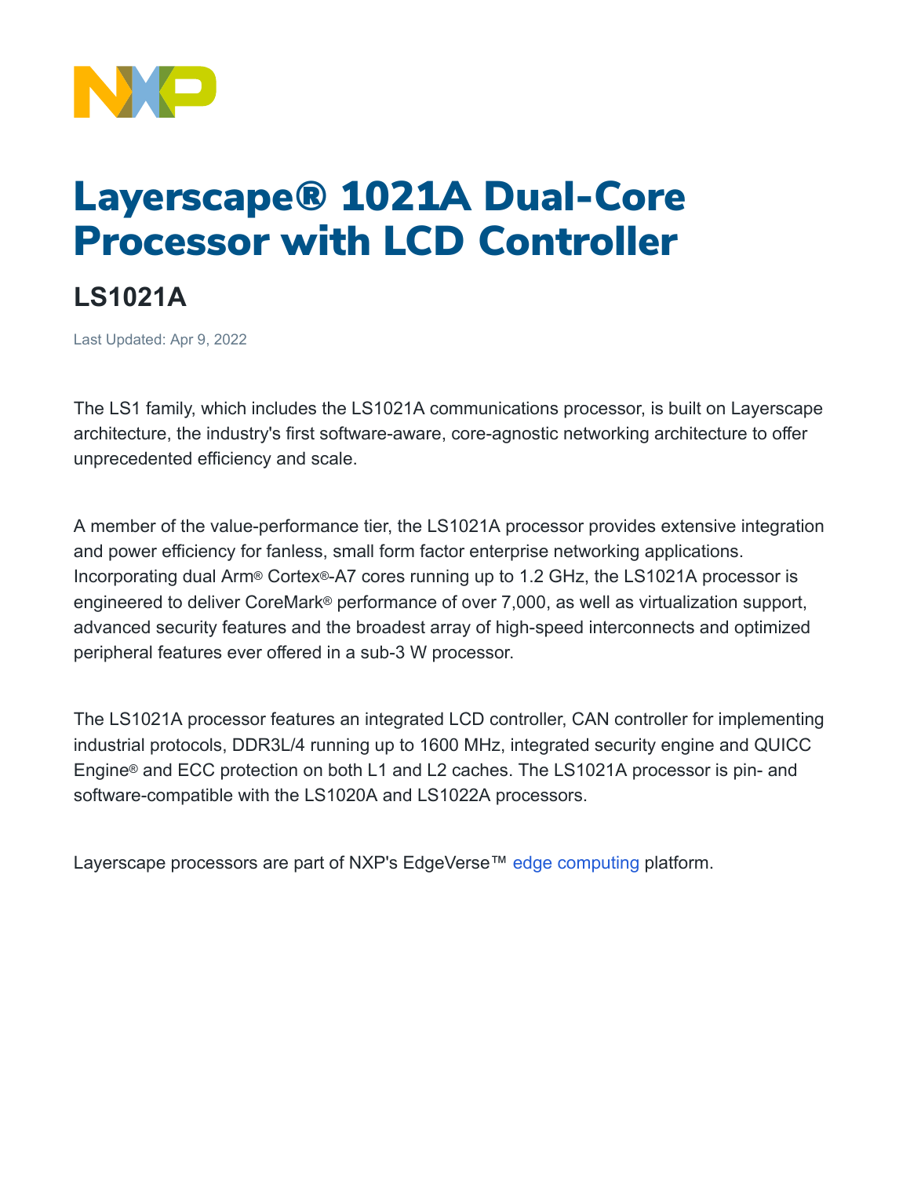# Layerscape® 1021A Dual-Core Processor with LCD Controller

## LS1021A

Last Updated: Apr 9, 2022

The LS1 family, which includes the LS1021A communications processor, is built on Layerscape architecture, the industry's first software-aware, core-agnostic networking architecture to offer unprecedented efficiency and scale.

A member of the value-performance tier, the LS1021A processor provides extensive integration and power efficiency for fanless, small form factor enterprise networking applications. Incorporating dual Arm® Cortex®-A7 cores running up to 1.2 GHz, the LS1021A processor is engineered to deliver CoreMark® performance of over 7,000, as well as virtualization support, advanced security features and the broadest array of high-speed interconnects and optimized peripheral features ever offered in a sub-3 W processor.

The LS1021A processor features an integrated LCD controller, CAN controller for implementing industrial protocols, DDR3L/4 running up to 1600 MHz, integrated security engine and QUICC Engine® and ECC protection on both L1 and L2 caches. The LS1021A processor is pin- and software-compatible with the LS1020A and LS1022A processors.

Layerscape processors are part of NXP's EdgeVerse™ edge computing platform.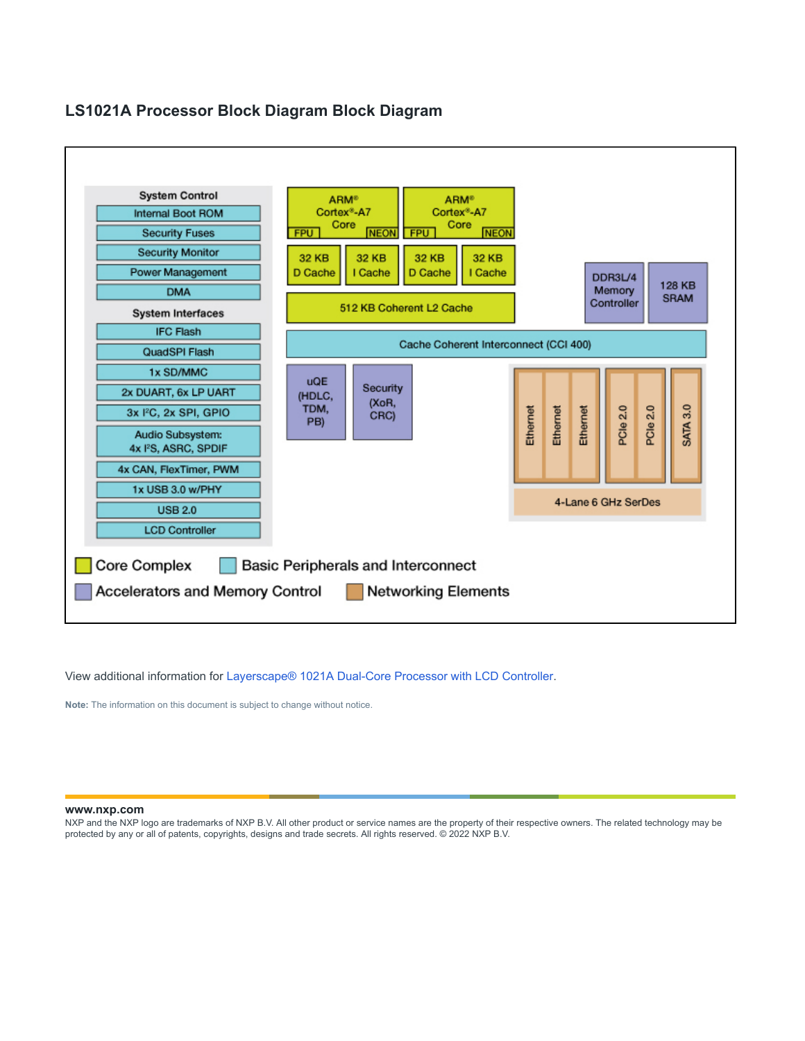## LS1021A Processor Block Diagram Block Diagram

System Control

Internal Boot ROM

Security Fuses

Security Monitor

Power Management

DMA

System Interfaces

IFC Flash

QuadSPI Flash

1x SD/MMC

2x DUART, 6x LP UART

3x I²C, 2x SPI, GPIO

Audio Subsystem: 4x I²S, ASRC, SPDIF

4x CAN, FlexTimer, PWM

1x USB 3.0 w/PHY

USB 2.0

LCD Controller

ARM® Cortex®-A7 Core

FPU

NEON

ARM® Cortex®-A7 Core

FPU

NEON

32 KB D Cache

32 KB I Cache

32 KB D Cache

32 KB I Cache

512 KB Coherent L2 Cache

DDR3L/4 Memory Controller

128 KB SRAM

Cache Coherent Interconnect (CCI 400)

uQE (HDLC, TDM, PB)

Security (XoR, CRC)

Ethernet

Ethernet

Ethernet

PCIe 2.0

PCIe 2.0

SATA 3.0

4-Lane 6 GHz SerDes

Core Complex

Basic Peripherals and Interconnect

Accelerators and Memory Control

Networking Elements

View additional information for Layerscape® 1021A Dual-Core Processor with LCD Controller.

**Note:** The information on this document is subject to change without notice.

**www.nxp.com**

NXP and the NXP logo are trademarks of NXP B.V. All other product or service names are the property of their respective owners. The related technology may be protected by any or all of patents, copyrights, designs and trade secrets. All rights reserved. © 2022 NXP B.V.